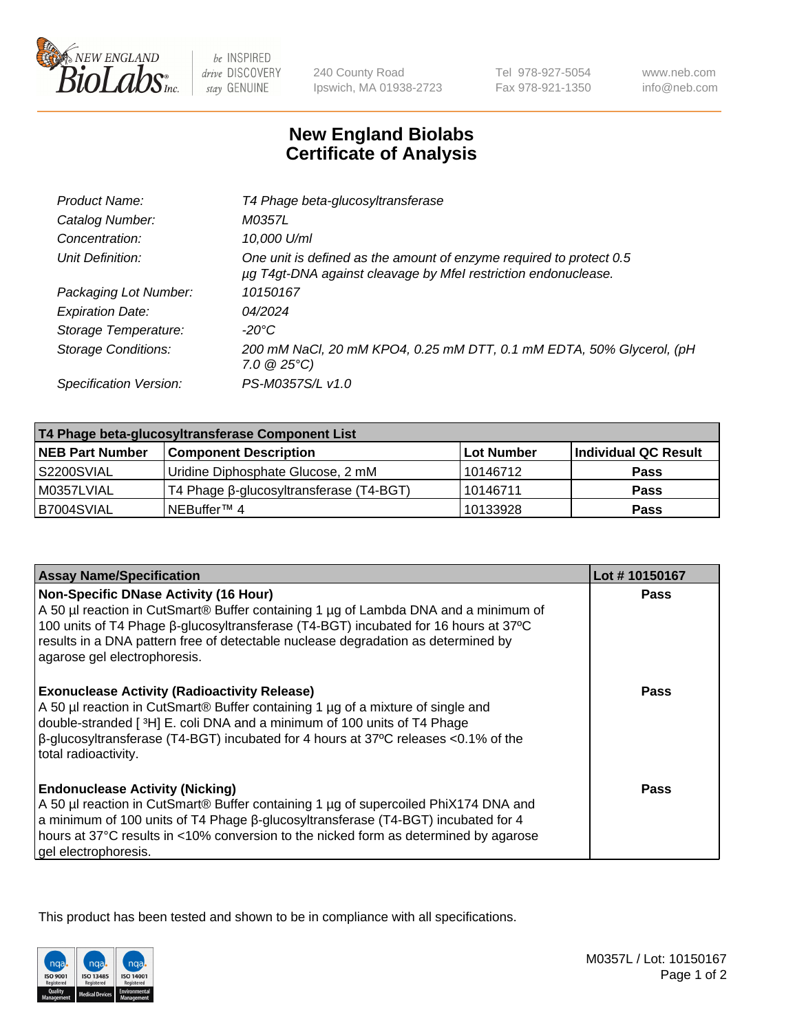# New England Biolabs Certificate of Analysis

| | |
|---|---|
| *Product Name:* | *T4 Phage beta-glucosyltransferase* |
| *Catalog Number:* | *M0357L* |
| *Concentration:* | *10,000 U/ml* |
| *Unit Definition:* | *One unit is defined as the amount of enzyme required to protect 0.5 µg T4gt-DNA against cleavage by MfeI restriction endonuclease.* |
| *Packaging Lot Number:* | *10150167* |
| *Expiration Date:* | *04/2024* |
| *Storage Temperature:* | *-20°C* |
| *Storage Conditions:* | *200 mM NaCl, 20 mM KPO4, 0.25 mM DTT, 0.1 mM EDTA, 50% Glycerol, (pH 7.0 @ 25°C)* |
| *Specification Version:* | *PS-M0357S/L v1.0* |

| T4 Phage beta-glucosyltransferase Component List | | | |
|---|---|---|---|
| **NEB Part Number** | **Component Description** | **Lot Number** | **Individual QC Result** |
| S2200SVIAL | Uridine Diphosphate Glucose, 2 mM | 10146712 | **Pass** |
| M0357LVIAL | T4 Phage β-glucosyltransferase (T4-BGT) | 10146711 | **Pass** |
| B7004SVIAL | NEBuffer™ 4 | 10133928 | **Pass** |

| Assay Name/Specification | Lot # 10150167 |
|---|---|
| **Non-Specific DNase Activity (16 Hour)**<br>A 50 µl reaction in CutSmart® Buffer containing 1 µg of Lambda DNA and a minimum of 100 units of T4 Phage β-glucosyltransferase (T4-BGT) incubated for 16 hours at 37ºC results in a DNA pattern free of detectable nuclease degradation as determined by agarose gel electrophoresis. | **Pass** |
| **Exonuclease Activity (Radioactivity Release)**<br>A 50 µl reaction in CutSmart® Buffer containing 1 µg of a mixture of single and double-stranded [ $^3$H] E. coli DNA and a minimum of 100 units of T4 Phage β-glucosyltransferase (T4-BGT) incubated for 4 hours at 37ºC releases <0.1% of the total radioactivity. | **Pass** |
| **Endonuclease Activity (Nicking)**<br>A 50 µl reaction in CutSmart® Buffer containing 1 µg of supercoiled PhiX174 DNA and a minimum of 100 units of T4 Phage β-glucosyltransferase (T4-BGT) incubated for 4 hours at 37°C results in <10% conversion to the nicked form as determined by agarose gel electrophoresis. | **Pass** |

This product has been tested and shown to be in compliance with all specifications.

M0357L / Lot: 10150167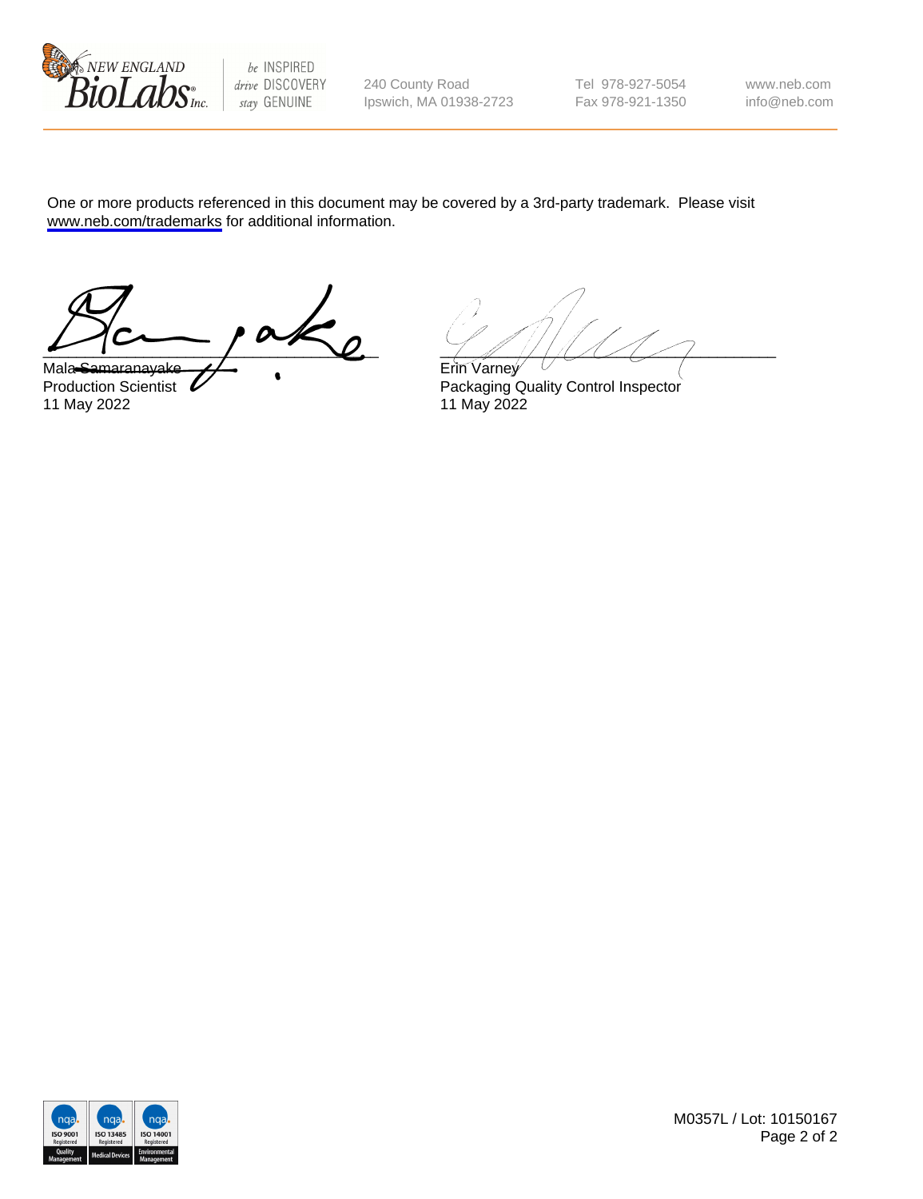One or more products referenced in this document may be covered by a 3rd-party trademark. Please visit www.neb.com/trademarks for additional information.

Mala Samaranayake
Production Scientist
11 May 2022

Erin Varney
Packaging Quality Control Inspector
11 May 2022

M0357L / Lot: 10150167